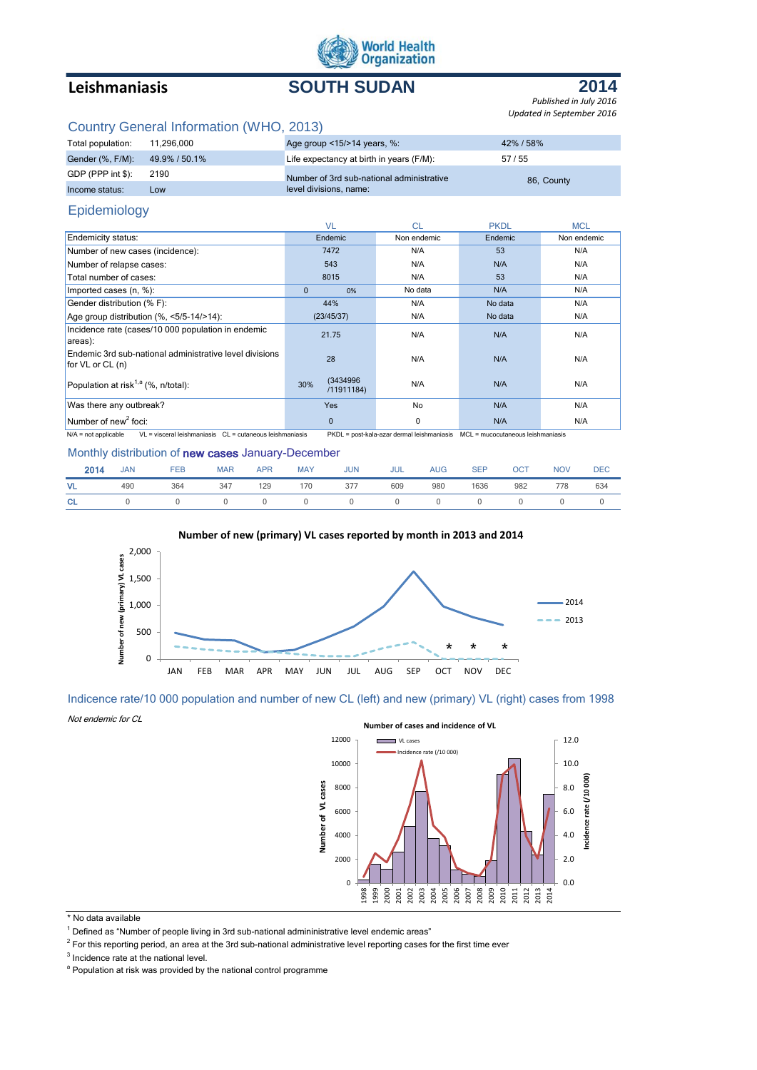World Health Organization

# Leishmaniasis — SOUTH SUDAN — 2014

*Published in July 2016*
*Updated in September 2016*

## Country General Information (WHO, 2013)

| | | | |
|---|---|---|---|
| Total population: | 11,296,000 | Age group <15/>14 years, %: | 42% / 58% |
| Gender (%, F/M): | 49.9% / 50.1% | Life expectancy at birth in years (F/M): | 57 / 55 |
| GDP (PPP int $): | 2190 | Number of 3rd sub-national administrative level divisions, name: | 86, County |
| Income status: | Low | | |

## Epidemiology

| | VL | CL | PKDL | MCL |
|---|---|---|---|---|
| Endemicity status: | Endemic | Non endemic | Endemic | Non endemic |
| Number of new cases (incidence): | 7472 | N/A | 53 | N/A |
| Number of relapse cases: | 543 | N/A | N/A | N/A |
| Total number of cases: | 8015 | N/A | 53 | N/A |
| Imported cases (n, %): | 0 / 0% | No data | N/A | N/A |
| Gender distribution (% F): | 44% | N/A | No data | N/A |
| Age group distribution (%, <5/5-14/>14): | (23/45/37) | N/A | No data | N/A |
| Incidence rate (cases/10 000 population in endemic areas): | 21.75 | N/A | N/A | N/A |
| Endemic 3rd sub-national administrative level divisions for VL or CL (n) | 28 | N/A | N/A | N/A |
| Population at risk[1,a] (%, n/total): | 30% (3434996 /11911184) | N/A | N/A | N/A |
| Was there any outbreak? | Yes | No | N/A | N/A |
| Number of new[2] foci: | 0 | 0 | N/A | N/A |

N/A = not applicable VL = visceral leishmaniasis CL = cutaneous leishmaniasis PKDL = post-kala-azar dermal leishmaniasis MCL = mucocutaneous leishmaniasis

## Monthly distribution of new cases January-December

| 2014 | JAN | FEB | MAR | APR | MAY | JUN | JUL | AUG | SEP | OCT | NOV | DEC |
|---|---|---|---|---|---|---|---|---|---|---|---|---|
| VL | 490 | 364 | 347 | 129 | 170 | 377 | 609 | 980 | 1636 | 982 | 778 | 634 |
| CL | 0 | 0 | 0 | 0 | 0 | 0 | 0 | 0 | 0 | 0 | 0 | 0 |

**Number of new (primary) VL cases reported by month in 2013 and 2014**

## Indicence rate/10 000 population and number of new CL (left) and new (primary) VL (right) cases from 1998

*Not endemic for CL*

**Number of cases and incidence of VL**

\* No data available

[1] Defined as "Number of people living in 3rd sub-national admininistrative level endemic areas"

[2] For this reporting period, an area at the 3rd sub-national administrative level reporting cases for the first time ever

[3] Incidence rate at the national level.

[a] Population at risk was provided by the national control programme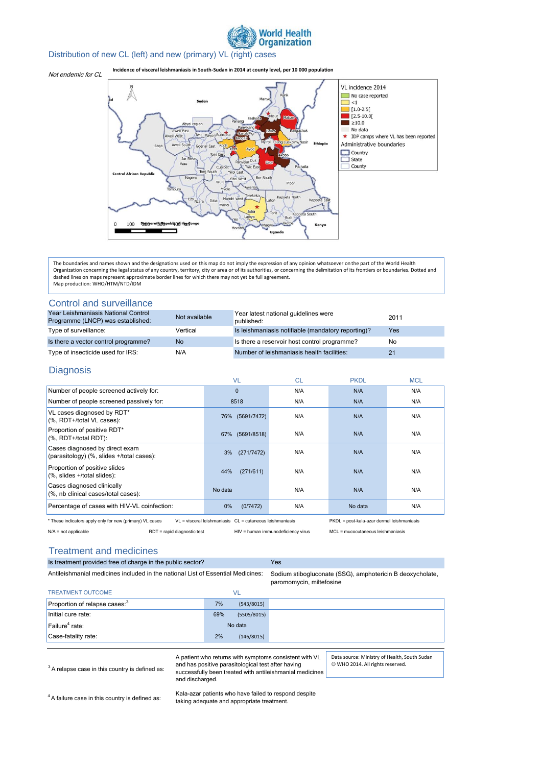## Distribution of new CL (left) and new (primary) VL (right) cases

*Not endemic for CL*

**Incidence of visceral leishmaniasis in South-Sudan in 2014 at county level, per 10 000 population**

VL incidence 2014
No case reported
<1
[1.0-2.5[
[2.5-10.0[
≥10.0
No data
IDP camps where VL has been reported
Administrative boundaries
Country
State
County

The boundaries and names shown and the designations used on this map do not imply the expression of any opinion whatsoever on the part of the World Health Organization concerning the legal status of any country, territory, city or area or of its authorities, or concerning the delimitation of its frontiers or boundaries. Dotted and dashed lines on maps represent approximate border lines for which there may not yet be full agreement.
Map production: WHO/HTM/NTD/IDM

## Control and surveillance

| | | | |
|---|---|---|---|
| Year Leishmaniasis National Control Programme (LNCP) was established: | Not available | Year latest national guidelines were published: | 2011 |
| Type of surveillance: | Vertical | Is leishmaniasis notifiable (mandatory reporting)? | Yes |
| Is there a vector control programme? | No | Is there a reservoir host control programme? | No |
| Type of insecticide used for IRS: | N/A | Number of leishmaniasis health facilities: | 21 |

## Diagnosis

| | VL | CL | PKDL | MCL |
|---|---|---|---|---|
| Number of people screened actively for: | 0 | N/A | N/A | N/A |
| Number of people screened passively for: | 8518 | N/A | N/A | N/A |
| VL cases diagnosed by RDT* (%, RDT+/total VL cases): | 76% (5691/7472) | N/A | N/A | N/A |
| Proportion of positive RDT* (%, RDT+/total RDT): | 67% (5691/8518) | N/A | N/A | N/A |
| Cases diagnosed by direct exam (parasitology) (%, slides +/total cases): | 3% (271/7472) | N/A | N/A | N/A |
| Proportion of positive slides (%, slides +/total slides): | 44% (271/611) | N/A | N/A | N/A |
| Cases diagnosed clinically (%, nb clinical cases/total cases): | No data | N/A | N/A | N/A |
| Percentage of cases with HIV-VL coinfection: | 0% (0/7472) | N/A | No data | N/A |

\* These indicators apply only for new (primary) VL cases; VL = visceral leishmaniasis; CL = cutaneous leishmaniasis; PKDL = post-kala-azar dermal leishmaniasis; N/A = not applicable; RDT = rapid diagnostic test; HIV = human immunodeficiency virus; MCL = mucocutaneous leishmaniasis

## Treatment and medicines

| | |
|---|---|
| Is treatment provided free of charge in the public sector? | Yes |
| Antileishmanial medicines included in the national List of Essential Medicines: | Sodium stibogluconate (SSG), amphotericin B deoxycholate, paromomycin, miltefosine |

| TREATMENT OUTCOME | VL |
|---|---|
| Proportion of relapse cases:[3] | 7% (543/8015) |
| Initial cure rate: | 69% (5505/8015) |
| Failure[4] rate: | No data |
| Case-fatality rate: | 2% (146/8015) |

[3] A relapse case in this country is defined as: A patient who returns with symptoms consistent with VL and has positive parasitological test after having successfully been treated with antileishmanial medicines and discharged.

[4] A failure case in this country is defined as: Kala-azar patients who have failed to respond despite taking adequate and appropriate treatment.

Data source: Ministry of Health, South Sudan
© WHO 2014. All rights reserved.